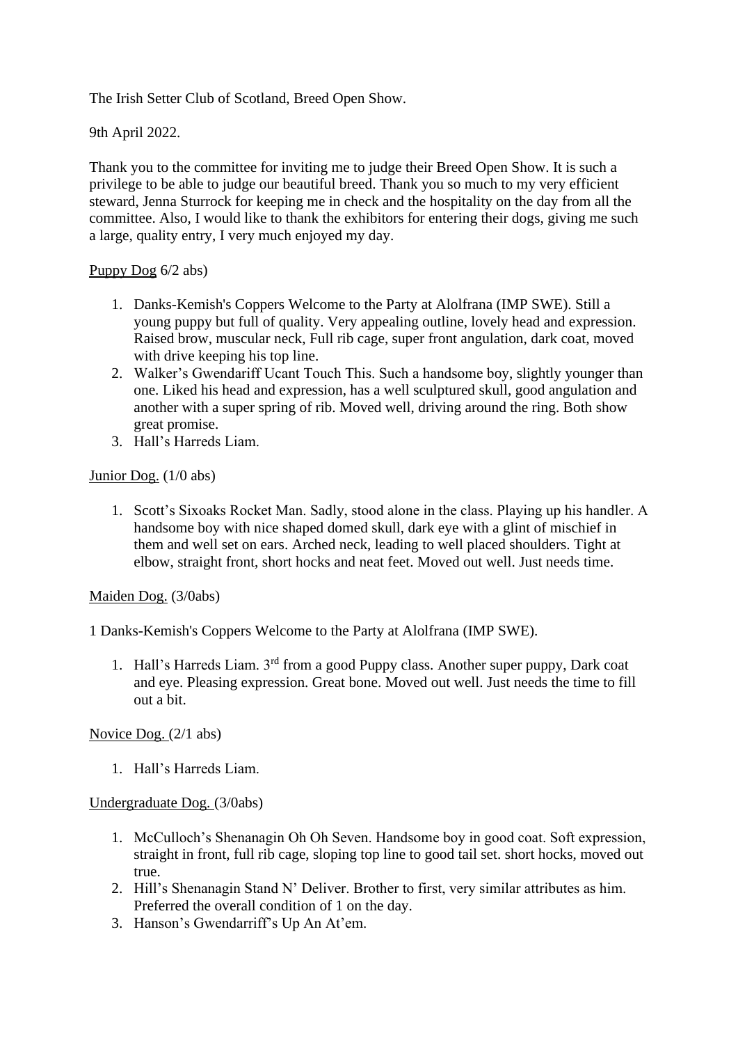The Irish Setter Club of Scotland, Breed Open Show.

9th April 2022.

Thank you to the committee for inviting me to judge their Breed Open Show. It is such a privilege to be able to judge our beautiful breed. Thank you so much to my very efficient steward, Jenna Sturrock for keeping me in check and the hospitality on the day from all the committee. Also, I would like to thank the exhibitors for entering their dogs, giving me such a large, quality entry, I very much enjoyed my day.

<u>Puppy Dog</u> 6/2 abs)

1. Danks-Kemish's Coppers Welcome to the Party at Alolfrana (IMP SWE). Still a young puppy but full of quality. Very appealing outline, lovely head and expression. Raised brow, muscular neck, Full rib cage, super front angulation, dark coat, moved with drive keeping his top line.
2. Walker's Gwendariff Ucant Touch This. Such a handsome boy, slightly younger than one. Liked his head and expression, has a well sculptured skull, good angulation and another with a super spring of rib. Moved well, driving around the ring. Both show great promise.
3. Hall's Harreds Liam.

<u>Junior Dog.</u> (1/0 abs)

1. Scott's Sixoaks Rocket Man. Sadly, stood alone in the class. Playing up his handler. A handsome boy with nice shaped domed skull, dark eye with a glint of mischief in them and well set on ears. Arched neck, leading to well placed shoulders. Tight at elbow, straight front, short hocks and neat feet. Moved out well. Just needs time.

<u>Maiden Dog.</u> (3/0abs)

1 Danks-Kemish's Coppers Welcome to the Party at Alolfrana (IMP SWE).

1. Hall's Harreds Liam. 3rd from a good Puppy class. Another super puppy, Dark coat and eye. Pleasing expression. Great bone. Moved out well. Just needs the time to fill out a bit.

<u>Novice Dog.</u> (2/1 abs)

1. Hall's Harreds Liam.

<u>Undergraduate Dog.</u> (3/0abs)

1. McCulloch's Shenanagin Oh Oh Seven. Handsome boy in good coat. Soft expression, straight in front, full rib cage, sloping top line to good tail set. short hocks, moved out true.
2. Hill's Shenanagin Stand N' Deliver. Brother to first, very similar attributes as him. Preferred the overall condition of 1 on the day.
3. Hanson's Gwendarriff's Up An At'em.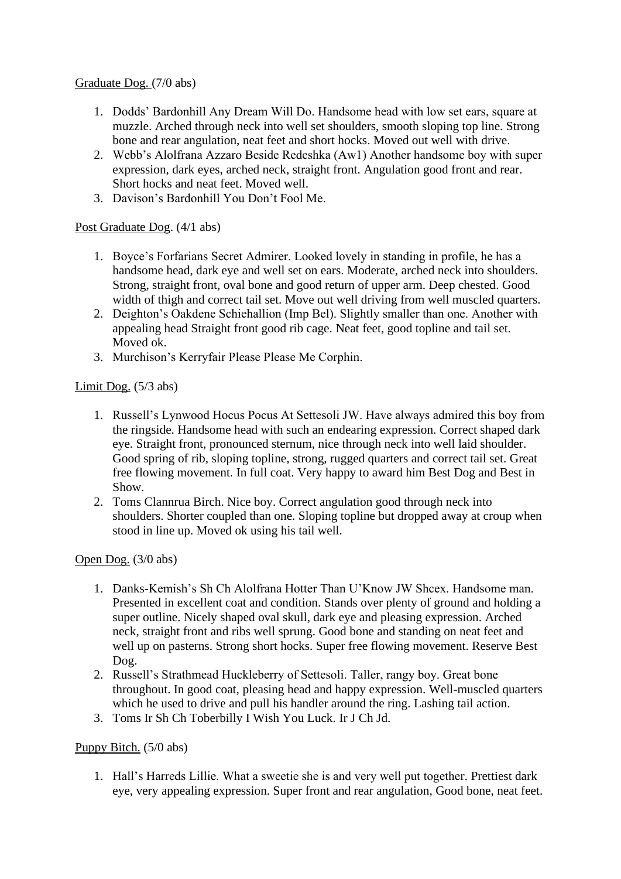Graduate Dog. (7/0 abs)

1. Dodds' Bardonhill Any Dream Will Do. Handsome head with low set ears, square at muzzle. Arched through neck into well set shoulders, smooth sloping top line. Strong bone and rear angulation, neat feet and short hocks. Moved out well with drive.
2. Webb's Alolfrana Azzaro Beside Redeshka (Aw1) Another handsome boy with super expression, dark eyes, arched neck, straight front. Angulation good front and rear. Short hocks and neat feet. Moved well.
3. Davison's Bardonhill You Don't Fool Me.

Post Graduate Dog. (4/1 abs)

1. Boyce's Forfarians Secret Admirer. Looked lovely in standing in profile, he has a handsome head, dark eye and well set on ears. Moderate, arched neck into shoulders. Strong, straight front, oval bone and good return of upper arm. Deep chested. Good width of thigh and correct tail set. Move out well driving from well muscled quarters.
2. Deighton's Oakdene Schiehallion (Imp Bel). Slightly smaller than one. Another with appealing head Straight front good rib cage. Neat feet, good topline and tail set. Moved ok.
3. Murchison's Kerryfair Please Please Me Corphin.

Limit Dog. (5/3 abs)

1. Russell's Lynwood Hocus Pocus At Settesoli JW. Have always admired this boy from the ringside. Handsome head with such an endearing expression. Correct shaped dark eye. Straight front, pronounced sternum, nice through neck into well laid shoulder. Good spring of rib, sloping topline, strong, rugged quarters and correct tail set. Great free flowing movement. In full coat. Very happy to award him Best Dog and Best in Show.
2. Toms Clannrua Birch. Nice boy. Correct angulation good through neck into shoulders. Shorter coupled than one. Sloping topline but dropped away at croup when stood in line up. Moved ok using his tail well.

Open Dog. (3/0 abs)

1. Danks-Kemish's Sh Ch Alolfrana Hotter Than U'Know JW Shcex. Handsome man. Presented in excellent coat and condition. Stands over plenty of ground and holding a super outline. Nicely shaped oval skull, dark eye and pleasing expression. Arched neck, straight front and ribs well sprung. Good bone and standing on neat feet and well up on pasterns. Strong short hocks. Super free flowing movement. Reserve Best Dog.
2. Russell's Strathmead Huckleberry of Settesoli. Taller, rangy boy. Great bone throughout. In good coat, pleasing head and happy expression. Well-muscled quarters which he used to drive and pull his handler around the ring. Lashing tail action.
3. Toms Ir Sh Ch Toberbilly I Wish You Luck. Ir J Ch Jd.

Puppy Bitch. (5/0 abs)

1. Hall's Harreds Lillie. What a sweetie she is and very well put together. Prettiest dark eye, very appealing expression. Super front and rear angulation, Good bone, neat feet.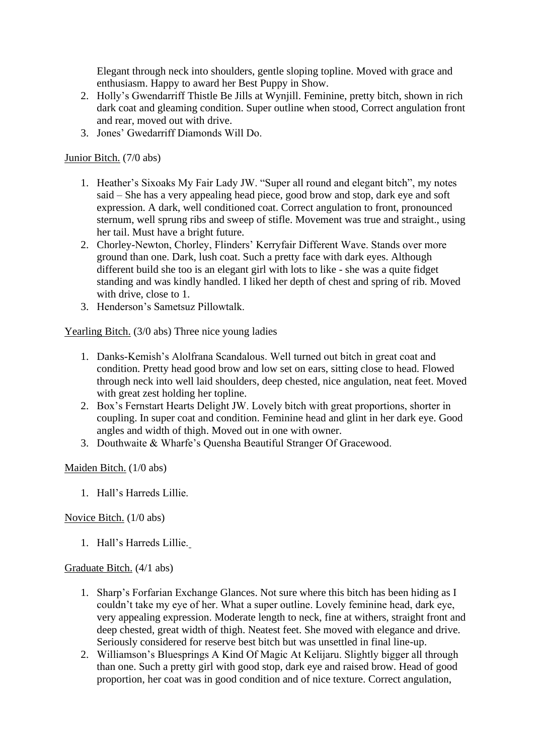Elegant through neck into shoulders, gentle sloping topline. Moved with grace and enthusiasm. Happy to award her Best Puppy in Show.

2. Holly's Gwendarriff Thistle Be Jills at Wynjill. Feminine, pretty bitch, shown in rich dark coat and gleaming condition. Super outline when stood, Correct angulation front and rear, moved out with drive.
3. Jones' Gwedarriff Diamonds Will Do.

Junior Bitch. (7/0 abs)

1. Heather's Sixoaks My Fair Lady JW. "Super all round and elegant bitch", my notes said – She has a very appealing head piece, good brow and stop, dark eye and soft expression. A dark, well conditioned coat. Correct angulation to front, pronounced sternum, well sprung ribs and sweep of stifle. Movement was true and straight., using her tail. Must have a bright future.
2. Chorley-Newton, Chorley, Flinders' Kerryfair Different Wave. Stands over more ground than one. Dark, lush coat. Such a pretty face with dark eyes. Although different build she too is an elegant girl with lots to like - she was a quite fidget standing and was kindly handled. I liked her depth of chest and spring of rib. Moved with drive, close to 1.
3. Henderson's Sametsuz Pillowtalk.

Yearling Bitch. (3/0 abs) Three nice young ladies

1. Danks-Kemish's Alolfrana Scandalous. Well turned out bitch in great coat and condition. Pretty head good brow and low set on ears, sitting close to head. Flowed through neck into well laid shoulders, deep chested, nice angulation, neat feet. Moved with great zest holding her topline.
2. Box's Fernstart Hearts Delight JW. Lovely bitch with great proportions, shorter in coupling. In super coat and condition. Feminine head and glint in her dark eye. Good angles and width of thigh. Moved out in one with owner.
3. Douthwaite & Wharfe's Quensha Beautiful Stranger Of Gracewood.

Maiden Bitch. (1/0 abs)

1. Hall's Harreds Lillie.

Novice Bitch. (1/0 abs)

1. Hall's Harreds Lillie.

Graduate Bitch. (4/1 abs)

1. Sharp's Forfarian Exchange Glances. Not sure where this bitch has been hiding as I couldn't take my eye of her. What a super outline. Lovely feminine head, dark eye, very appealing expression. Moderate length to neck, fine at withers, straight front and deep chested, great width of thigh. Neatest feet. She moved with elegance and drive. Seriously considered for reserve best bitch but was unsettled in final line-up.
2. Williamson's Bluesprings A Kind Of Magic At Kelijaru. Slightly bigger all through than one. Such a pretty girl with good stop, dark eye and raised brow. Head of good proportion, her coat was in good condition and of nice texture. Correct angulation,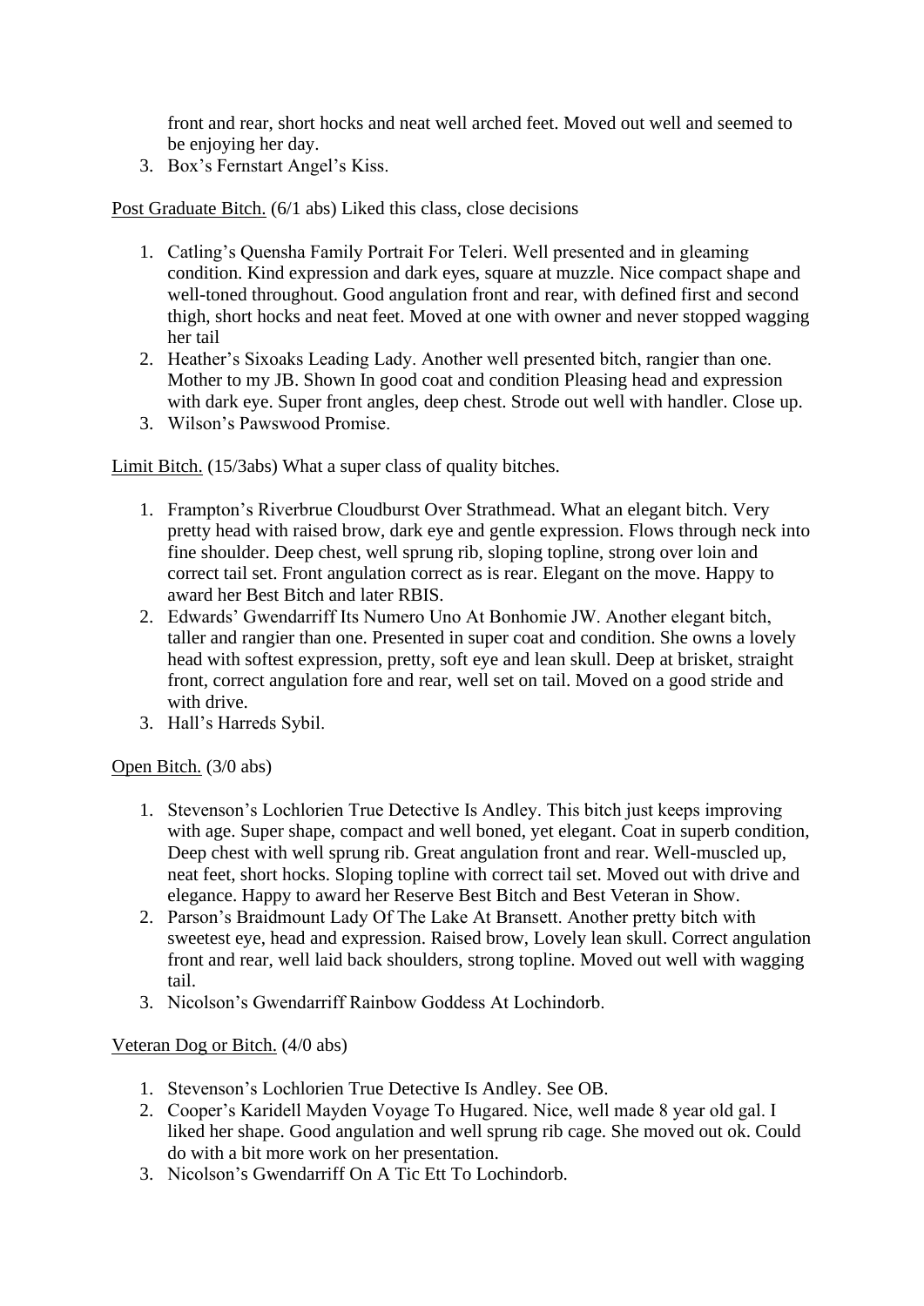front and rear, short hocks and neat well arched feet. Moved out well and seemed to be enjoying her day.

3. Box's Fernstart Angel's Kiss.

<u>Post Graduate Bitch.</u> (6/1 abs) Liked this class, close decisions

1. Catling's Quensha Family Portrait For Teleri. Well presented and in gleaming condition. Kind expression and dark eyes, square at muzzle. Nice compact shape and well-toned throughout. Good angulation front and rear, with defined first and second thigh, short hocks and neat feet. Moved at one with owner and never stopped wagging her tail
2. Heather's Sixoaks Leading Lady. Another well presented bitch, rangier than one. Mother to my JB. Shown In good coat and condition Pleasing head and expression with dark eye. Super front angles, deep chest. Strode out well with handler. Close up.
3. Wilson's Pawswood Promise.

<u>Limit Bitch.</u> (15/3abs) What a super class of quality bitches.

1. Frampton's Riverbrue Cloudburst Over Strathmead. What an elegant bitch. Very pretty head with raised brow, dark eye and gentle expression. Flows through neck into fine shoulder. Deep chest, well sprung rib, sloping topline, strong over loin and correct tail set. Front angulation correct as is rear. Elegant on the move. Happy to award her Best Bitch and later RBIS.
2. Edwards' Gwendarriff Its Numero Uno At Bonhomie JW. Another elegant bitch, taller and rangier than one. Presented in super coat and condition. She owns a lovely head with softest expression, pretty, soft eye and lean skull. Deep at brisket, straight front, correct angulation fore and rear, well set on tail. Moved on a good stride and with drive.
3. Hall's Harreds Sybil.

<u>Open Bitch.</u> (3/0 abs)

1. Stevenson's Lochlorien True Detective Is Andley. This bitch just keeps improving with age. Super shape, compact and well boned, yet elegant. Coat in superb condition, Deep chest with well sprung rib. Great angulation front and rear. Well-muscled up, neat feet, short hocks. Sloping topline with correct tail set. Moved out with drive and elegance. Happy to award her Reserve Best Bitch and Best Veteran in Show.
2. Parson's Braidmount Lady Of The Lake At Bransett. Another pretty bitch with sweetest eye, head and expression. Raised brow, Lovely lean skull. Correct angulation front and rear, well laid back shoulders, strong topline. Moved out well with wagging tail.
3. Nicolson's Gwendarriff Rainbow Goddess At Lochindorb.

<u>Veteran Dog or Bitch.</u> (4/0 abs)

1. Stevenson's Lochlorien True Detective Is Andley. See OB.
2. Cooper's Karidell Mayden Voyage To Hugared. Nice, well made 8 year old gal. I liked her shape. Good angulation and well sprung rib cage. She moved out ok. Could do with a bit more work on her presentation.
3. Nicolson's Gwendarriff On A Tic Ett To Lochindorb.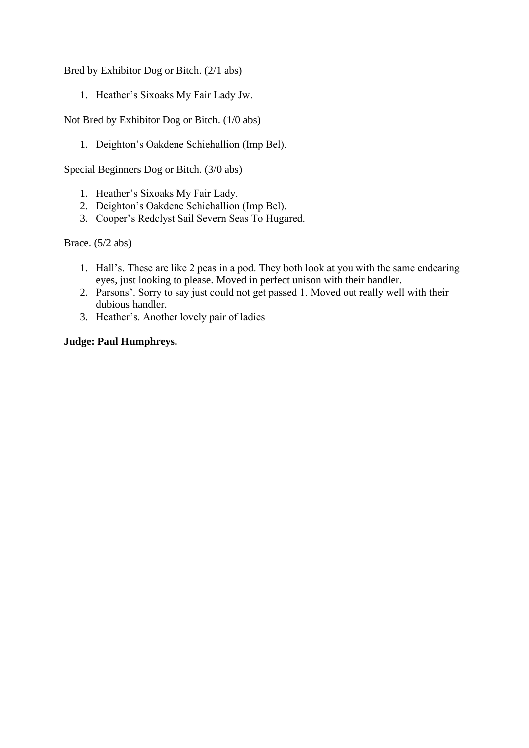Bred by Exhibitor Dog or Bitch. (2/1 abs)

1. Heather's Sixoaks My Fair Lady Jw.

Not Bred by Exhibitor Dog or Bitch. (1/0 abs)

1. Deighton's Oakdene Schiehallion (Imp Bel).

Special Beginners Dog or Bitch. (3/0 abs)

1. Heather's Sixoaks My Fair Lady.
2. Deighton's Oakdene Schiehallion (Imp Bel).
3. Cooper's Redclyst Sail Severn Seas To Hugared.

Brace. (5/2 abs)

1. Hall's. These are like 2 peas in a pod. They both look at you with the same endearing eyes, just looking to please. Moved in perfect unison with their handler.
2. Parsons'. Sorry to say just could not get passed 1. Moved out really well with their dubious handler.
3. Heather's. Another lovely pair of ladies

**Judge: Paul Humphreys.**